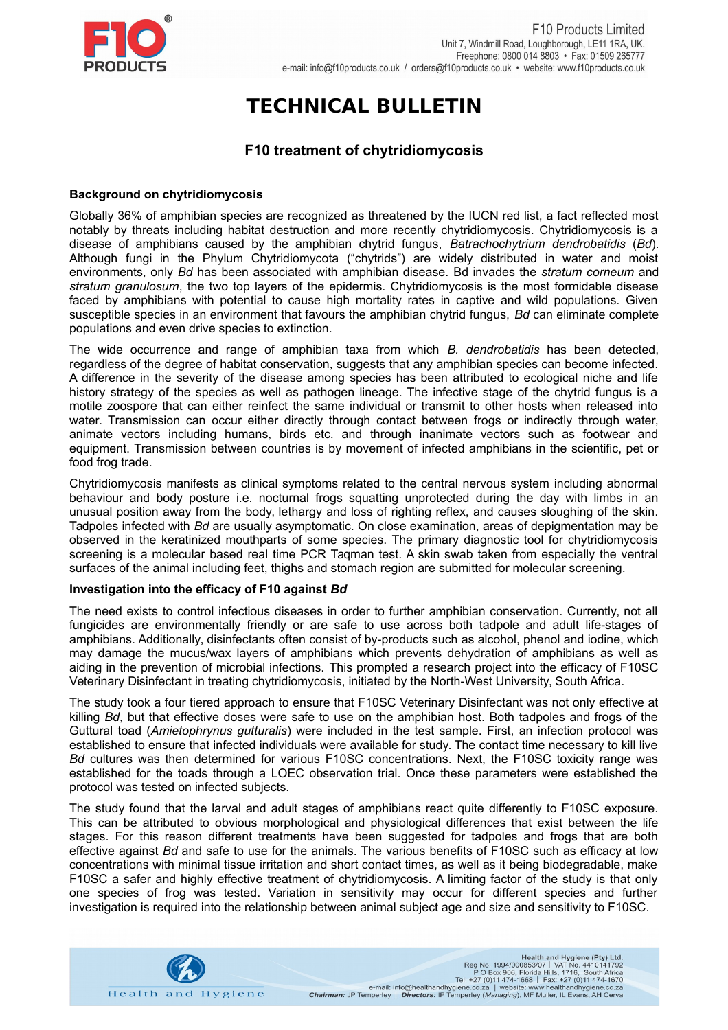# TECHNICAL BULLETIN

## F10 treatment of chytridiomycosis

**Background on chytridiomycosis**

Globally 36% of amphibian species are recognized as threatened by the IUCN red list, a fact reflected most notably by threats including habitat destruction and more recently chytridiomycosis. Chytridiomycosis is a disease of amphibians caused by the amphibian chytrid fungus, *Batrachochytrium dendrobatidis* (*Bd*). Although fungi in the Phylum Chytridiomycota ("chytrids") are widely distributed in water and moist environments, only *Bd* has been associated with amphibian disease. Bd invades the *stratum corneum* and *stratum granulosum*, the two top layers of the epidermis. Chytridiomycosis is the most formidable disease faced by amphibians with potential to cause high mortality rates in captive and wild populations. Given susceptible species in an environment that favours the amphibian chytrid fungus, *Bd* can eliminate complete populations and even drive species to extinction.

The wide occurrence and range of amphibian taxa from which *B. dendrobatidis* has been detected, regardless of the degree of habitat conservation, suggests that any amphibian species can become infected. A difference in the severity of the disease among species has been attributed to ecological niche and life history strategy of the species as well as pathogen lineage. The infective stage of the chytrid fungus is a motile zoospore that can either reinfect the same individual or transmit to other hosts when released into water. Transmission can occur either directly through contact between frogs or indirectly through water, animate vectors including humans, birds etc. and through inanimate vectors such as footwear and equipment. Transmission between countries is by movement of infected amphibians in the scientific, pet or food frog trade.

Chytridiomycosis manifests as clinical symptoms related to the central nervous system including abnormal behaviour and body posture i.e. nocturnal frogs squatting unprotected during the day with limbs in an unusual position away from the body, lethargy and loss of righting reflex, and causes sloughing of the skin. Tadpoles infected with *Bd* are usually asymptomatic. On close examination, areas of depigmentation may be observed in the keratinized mouthparts of some species. The primary diagnostic tool for chytridiomycosis screening is a molecular based real time PCR Taqman test. A skin swab taken from especially the ventral surfaces of the animal including feet, thighs and stomach region are submitted for molecular screening.

**Investigation into the efficacy of F10 against *Bd***

The need exists to control infectious diseases in order to further amphibian conservation. Currently, not all fungicides are environmentally friendly or are safe to use across both tadpole and adult life-stages of amphibians. Additionally, disinfectants often consist of by-products such as alcohol, phenol and iodine, which may damage the mucus/wax layers of amphibians which prevents dehydration of amphibians as well as aiding in the prevention of microbial infections. This prompted a research project into the efficacy of F10SC Veterinary Disinfectant in treating chytridiomycosis, initiated by the North-West University, South Africa.

The study took a four tiered approach to ensure that F10SC Veterinary Disinfectant was not only effective at killing *Bd*, but that effective doses were safe to use on the amphibian host. Both tadpoles and frogs of the Guttural toad (*Amietophrynus gutturalis*) were included in the test sample. First, an infection protocol was established to ensure that infected individuals were available for study. The contact time necessary to kill live *Bd* cultures was then determined for various F10SC concentrations. Next, the F10SC toxicity range was established for the toads through a LOEC observation trial. Once these parameters were established the protocol was tested on infected subjects.

The study found that the larval and adult stages of amphibians react quite differently to F10SC exposure. This can be attributed to obvious morphological and physiological differences that exist between the life stages. For this reason different treatments have been suggested for tadpoles and frogs that are both effective against *Bd* and safe to use for the animals. The various benefits of F10SC such as efficacy at low concentrations with minimal tissue irritation and short contact times, as well as it being biodegradable, make F10SC a safer and highly effective treatment of chytridiomycosis. A limiting factor of the study is that only one species of frog was tested. Variation in sensitivity may occur for different species and further investigation is required into the relationship between animal subject age and size and sensitivity to F10SC.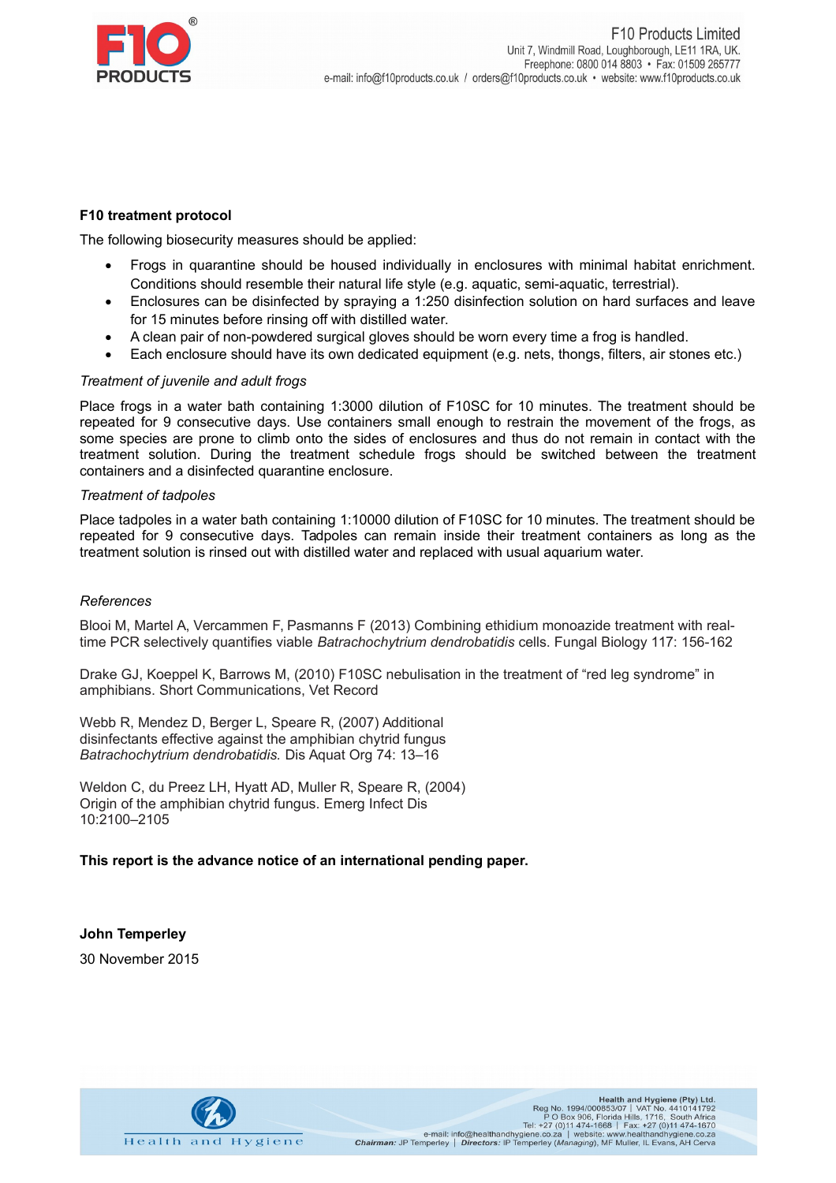**F10 treatment protocol**

The following biosecurity measures should be applied:

- Frogs in quarantine should be housed individually in enclosures with minimal habitat enrichment. Conditions should resemble their natural life style (e.g. aquatic, semi-aquatic, terrestrial).
- Enclosures can be disinfected by spraying a 1:250 disinfection solution on hard surfaces and leave for 15 minutes before rinsing off with distilled water.
- A clean pair of non-powdered surgical gloves should be worn every time a frog is handled.
- Each enclosure should have its own dedicated equipment (e.g. nets, thongs, filters, air stones etc.)

*Treatment of juvenile and adult frogs*

Place frogs in a water bath containing 1:3000 dilution of F10SC for 10 minutes. The treatment should be repeated for 9 consecutive days. Use containers small enough to restrain the movement of the frogs, as some species are prone to climb onto the sides of enclosures and thus do not remain in contact with the treatment solution. During the treatment schedule frogs should be switched between the treatment containers and a disinfected quarantine enclosure.

*Treatment of tadpoles*

Place tadpoles in a water bath containing 1:10000 dilution of F10SC for 10 minutes. The treatment should be repeated for 9 consecutive days. Tadpoles can remain inside their treatment containers as long as the treatment solution is rinsed out with distilled water and replaced with usual aquarium water.

*References*

Blooi M, Martel A, Vercammen F, Pasmanns F (2013) Combining ethidium monoazide treatment with real-time PCR selectively quantifies viable *Batrachochytrium dendrobatidis* cells. Fungal Biology 117: 156-162

Drake GJ, Koeppel K, Barrows M, (2010) F10SC nebulisation in the treatment of "red leg syndrome" in amphibians. Short Communications, Vet Record

Webb R, Mendez D, Berger L, Speare R, (2007) Additional disinfectants effective against the amphibian chytrid fungus *Batrachochytrium dendrobatidis.* Dis Aquat Org 74: 13–16

Weldon C, du Preez LH, Hyatt AD, Muller R, Speare R, (2004) Origin of the amphibian chytrid fungus. Emerg Infect Dis 10:2100–2105

**This report is the advance notice of an international pending paper.**

**John Temperley**

30 November 2015